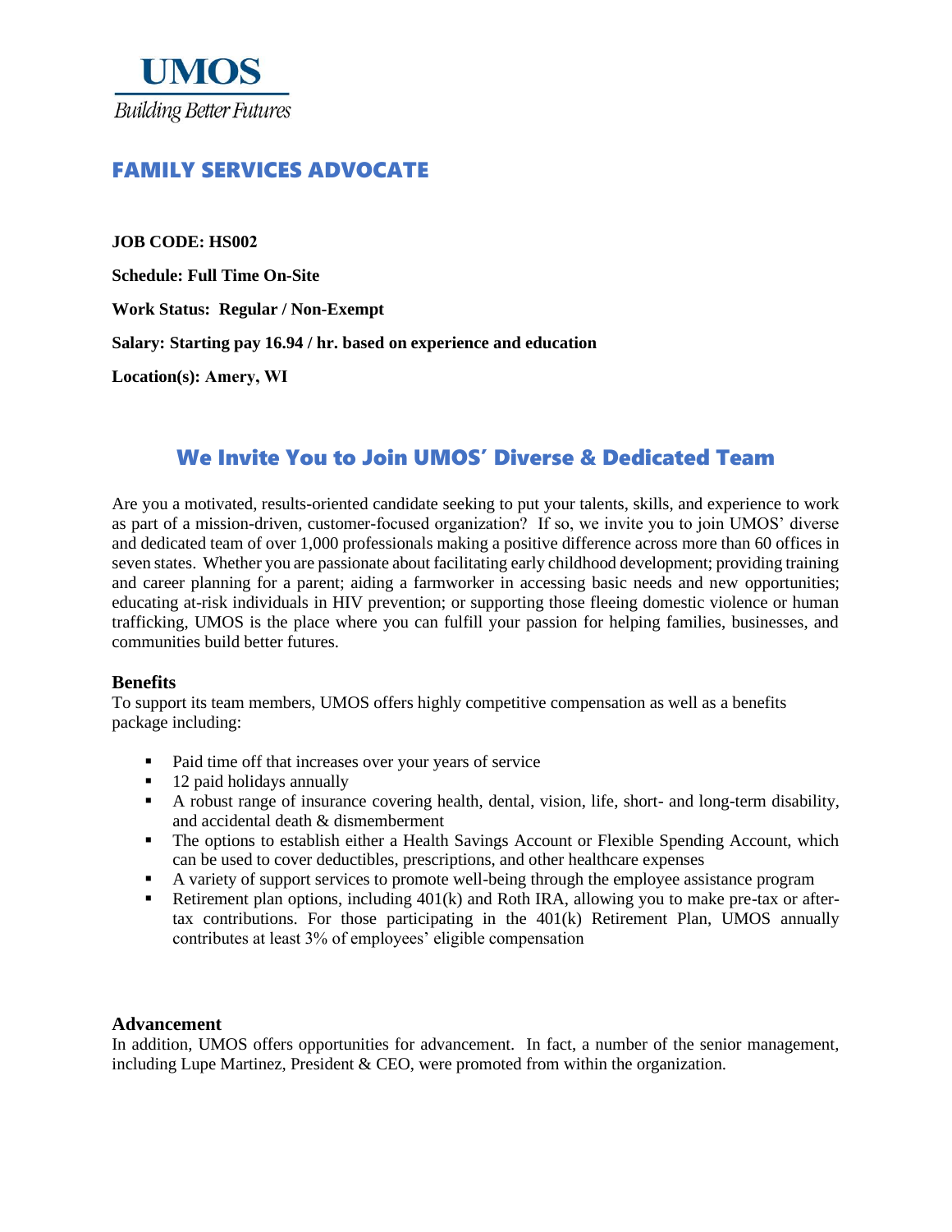**UMOS**

*Building Better Futures*

# FAMILY SERVICES ADVOCATE

**JOB CODE: HS002**

**Schedule: Full Time On-Site**

**Work Status: Regular / Non-Exempt**

**Salary: Starting pay 16.94 / hr. based on experience and education**

**Location(s): Amery, WI**

## We Invite You to Join UMOS' Diverse & Dedicated Team

Are you a motivated, results-oriented candidate seeking to put your talents, skills, and experience to work as part of a mission-driven, customer-focused organization? If so, we invite you to join UMOS' diverse and dedicated team of over 1,000 professionals making a positive difference across more than 60 offices in seven states. Whether you are passionate about facilitating early childhood development; providing training and career planning for a parent; aiding a farmworker in accessing basic needs and new opportunities; educating at-risk individuals in HIV prevention; or supporting those fleeing domestic violence or human trafficking, UMOS is the place where you can fulfill your passion for helping families, businesses, and communities build better futures.

### Benefits

To support its team members, UMOS offers highly competitive compensation as well as a benefits package including:

- Paid time off that increases over your years of service
- 12 paid holidays annually
- A robust range of insurance covering health, dental, vision, life, short- and long-term disability, and accidental death & dismemberment
- The options to establish either a Health Savings Account or Flexible Spending Account, which can be used to cover deductibles, prescriptions, and other healthcare expenses
- A variety of support services to promote well-being through the employee assistance program
- Retirement plan options, including 401(k) and Roth IRA, allowing you to make pre-tax or after-tax contributions. For those participating in the 401(k) Retirement Plan, UMOS annually contributes at least 3% of employees' eligible compensation

### Advancement

In addition, UMOS offers opportunities for advancement. In fact, a number of the senior management, including Lupe Martinez, President & CEO, were promoted from within the organization.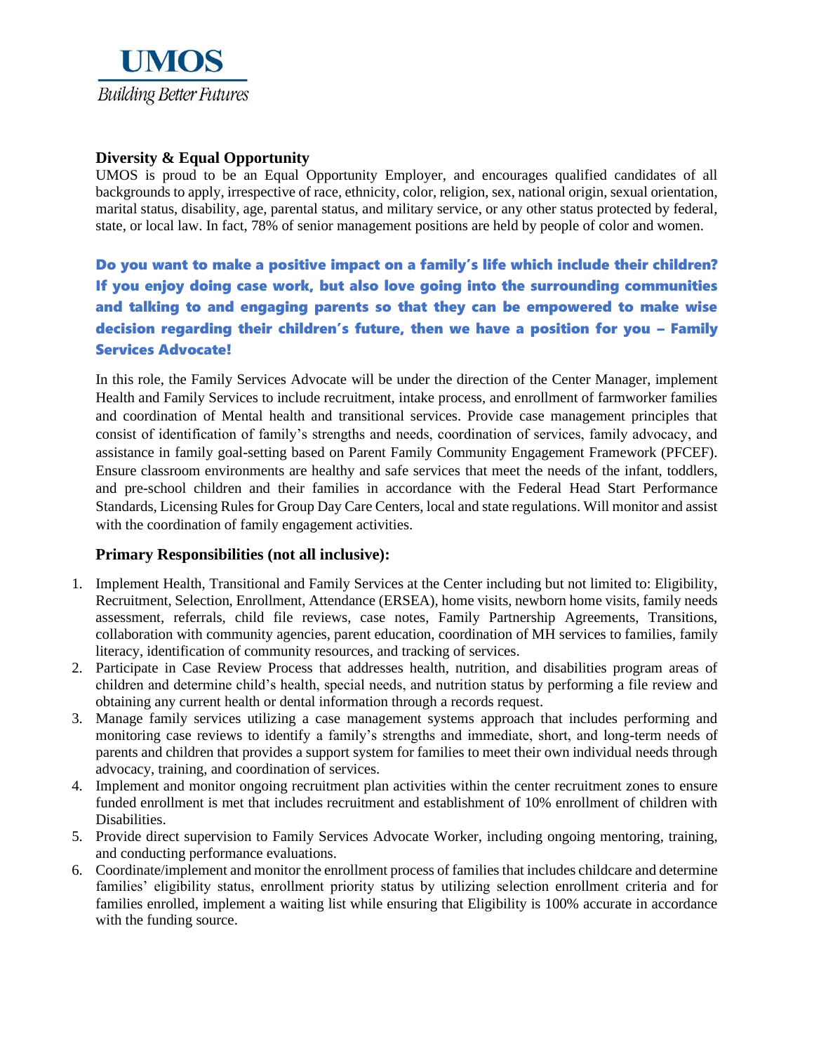**UMOS**

*Building Better Futures*

### Diversity & Equal Opportunity

UMOS is proud to be an Equal Opportunity Employer, and encourages qualified candidates of all backgrounds to apply, irrespective of race, ethnicity, color, religion, sex, national origin, sexual orientation, marital status, disability, age, parental status, and military service, or any other status protected by federal, state, or local law. In fact, 78% of senior management positions are held by people of color and women.

**Do you want to make a positive impact on a family's life which include their children? If you enjoy doing case work, but also love going into the surrounding communities and talking to and engaging parents so that they can be empowered to make wise decision regarding their children's future, then we have a position for you – Family Services Advocate!**

In this role, the Family Services Advocate will be under the direction of the Center Manager, implement Health and Family Services to include recruitment, intake process, and enrollment of farmworker families and coordination of Mental health and transitional services. Provide case management principles that consist of identification of family's strengths and needs, coordination of services, family advocacy, and assistance in family goal-setting based on Parent Family Community Engagement Framework (PFCEF). Ensure classroom environments are healthy and safe services that meet the needs of the infant, toddlers, and pre-school children and their families in accordance with the Federal Head Start Performance Standards, Licensing Rules for Group Day Care Centers, local and state regulations. Will monitor and assist with the coordination of family engagement activities.

### Primary Responsibilities (not all inclusive):

1. Implement Health, Transitional and Family Services at the Center including but not limited to: Eligibility, Recruitment, Selection, Enrollment, Attendance (ERSEA), home visits, newborn home visits, family needs assessment, referrals, child file reviews, case notes, Family Partnership Agreements, Transitions, collaboration with community agencies, parent education, coordination of MH services to families, family literacy, identification of community resources, and tracking of services.
2. Participate in Case Review Process that addresses health, nutrition, and disabilities program areas of children and determine child's health, special needs, and nutrition status by performing a file review and obtaining any current health or dental information through a records request.
3. Manage family services utilizing a case management systems approach that includes performing and monitoring case reviews to identify a family's strengths and immediate, short, and long-term needs of parents and children that provides a support system for families to meet their own individual needs through advocacy, training, and coordination of services.
4. Implement and monitor ongoing recruitment plan activities within the center recruitment zones to ensure funded enrollment is met that includes recruitment and establishment of 10% enrollment of children with Disabilities.
5. Provide direct supervision to Family Services Advocate Worker, including ongoing mentoring, training, and conducting performance evaluations.
6. Coordinate/implement and monitor the enrollment process of families that includes childcare and determine families' eligibility status, enrollment priority status by utilizing selection enrollment criteria and for families enrolled, implement a waiting list while ensuring that Eligibility is 100% accurate in accordance with the funding source.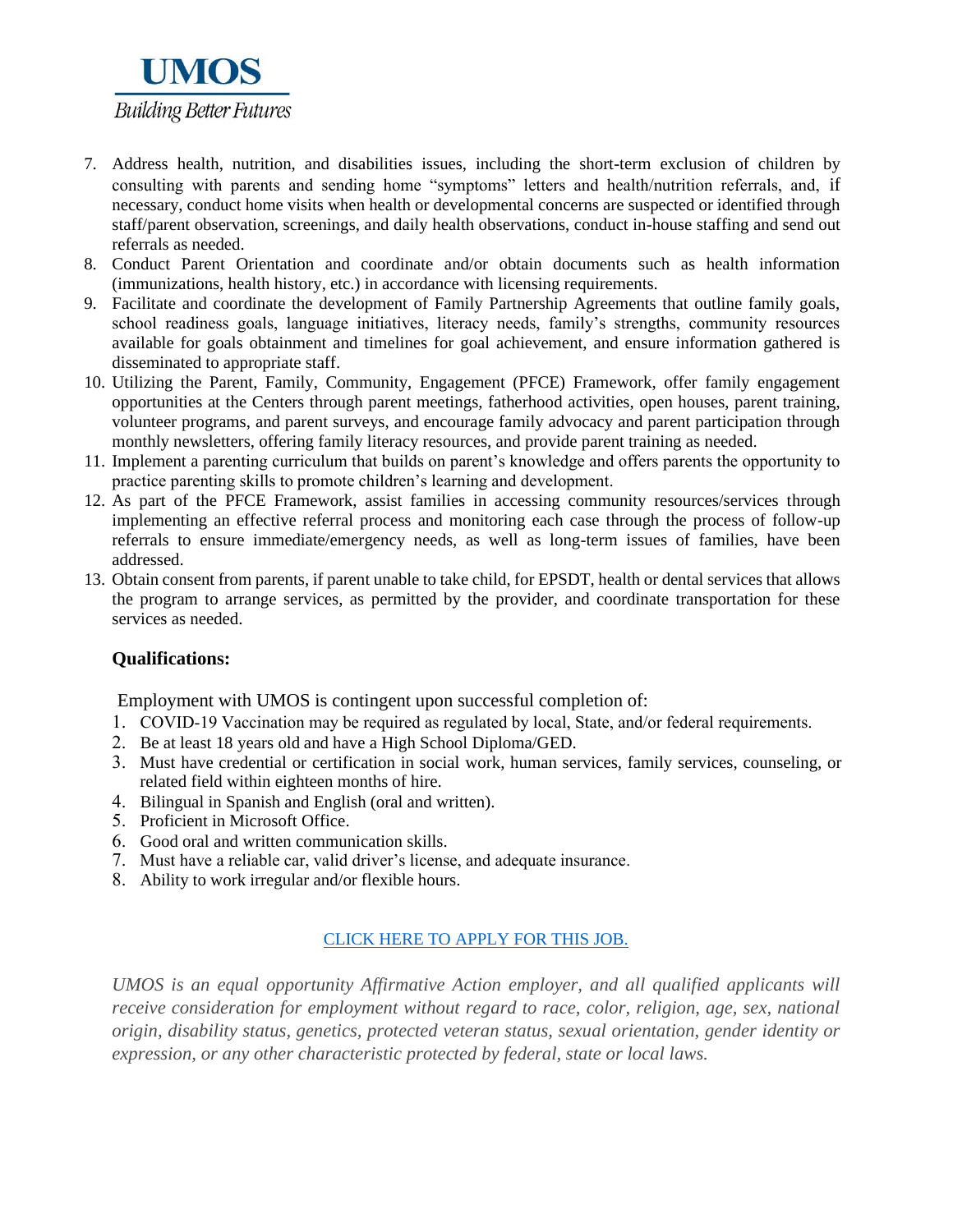7. Address health, nutrition, and disabilities issues, including the short-term exclusion of children by consulting with parents and sending home "symptoms" letters and health/nutrition referrals, and, if necessary, conduct home visits when health or developmental concerns are suspected or identified through staff/parent observation, screenings, and daily health observations, conduct in-house staffing and send out referrals as needed.
8. Conduct Parent Orientation and coordinate and/or obtain documents such as health information (immunizations, health history, etc.) in accordance with licensing requirements.
9. Facilitate and coordinate the development of Family Partnership Agreements that outline family goals, school readiness goals, language initiatives, literacy needs, family's strengths, community resources available for goals obtainment and timelines for goal achievement, and ensure information gathered is disseminated to appropriate staff.
10. Utilizing the Parent, Family, Community, Engagement (PFCE) Framework, offer family engagement opportunities at the Centers through parent meetings, fatherhood activities, open houses, parent training, volunteer programs, and parent surveys, and encourage family advocacy and parent participation through monthly newsletters, offering family literacy resources, and provide parent training as needed.
11. Implement a parenting curriculum that builds on parent's knowledge and offers parents the opportunity to practice parenting skills to promote children's learning and development.
12. As part of the PFCE Framework, assist families in accessing community resources/services through implementing an effective referral process and monitoring each case through the process of follow-up referrals to ensure immediate/emergency needs, as well as long-term issues of families, have been addressed.
13. Obtain consent from parents, if parent unable to take child, for EPSDT, health or dental services that allows the program to arrange services, as permitted by the provider, and coordinate transportation for these services as needed.

### Qualifications:

Employment with UMOS is contingent upon successful completion of:

1. COVID-19 Vaccination may be required as regulated by local, State, and/or federal requirements.
2. Be at least 18 years old and have a High School Diploma/GED.
3. Must have credential or certification in social work, human services, family services, counseling, or related field within eighteen months of hire.
4. Bilingual in Spanish and English (oral and written).
5. Proficient in Microsoft Office.
6. Good oral and written communication skills.
7. Must have a reliable car, valid driver's license, and adequate insurance.
8. Ability to work irregular and/or flexible hours.

CLICK HERE TO APPLY FOR THIS JOB.

*UMOS is an equal opportunity Affirmative Action employer, and all qualified applicants will receive consideration for employment without regard to race, color, religion, age, sex, national origin, disability status, genetics, protected veteran status, sexual orientation, gender identity or expression, or any other characteristic protected by federal, state or local laws.*